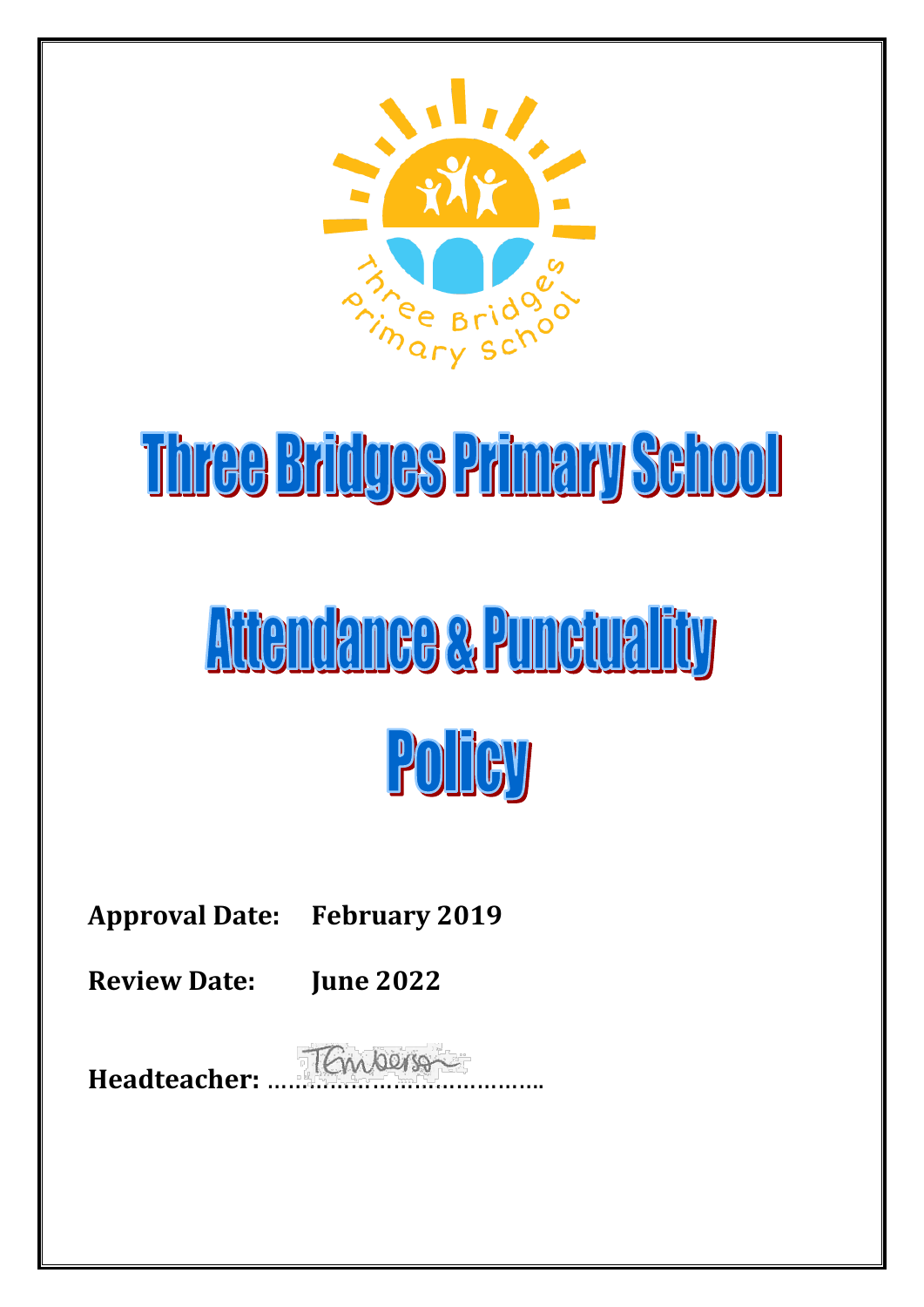# Three Bridges Primary School

# Attendance & Punctuality Policy

**Approval Date: February 2019**

**Review Date: June 2022**

**Headteacher:** …………………………………..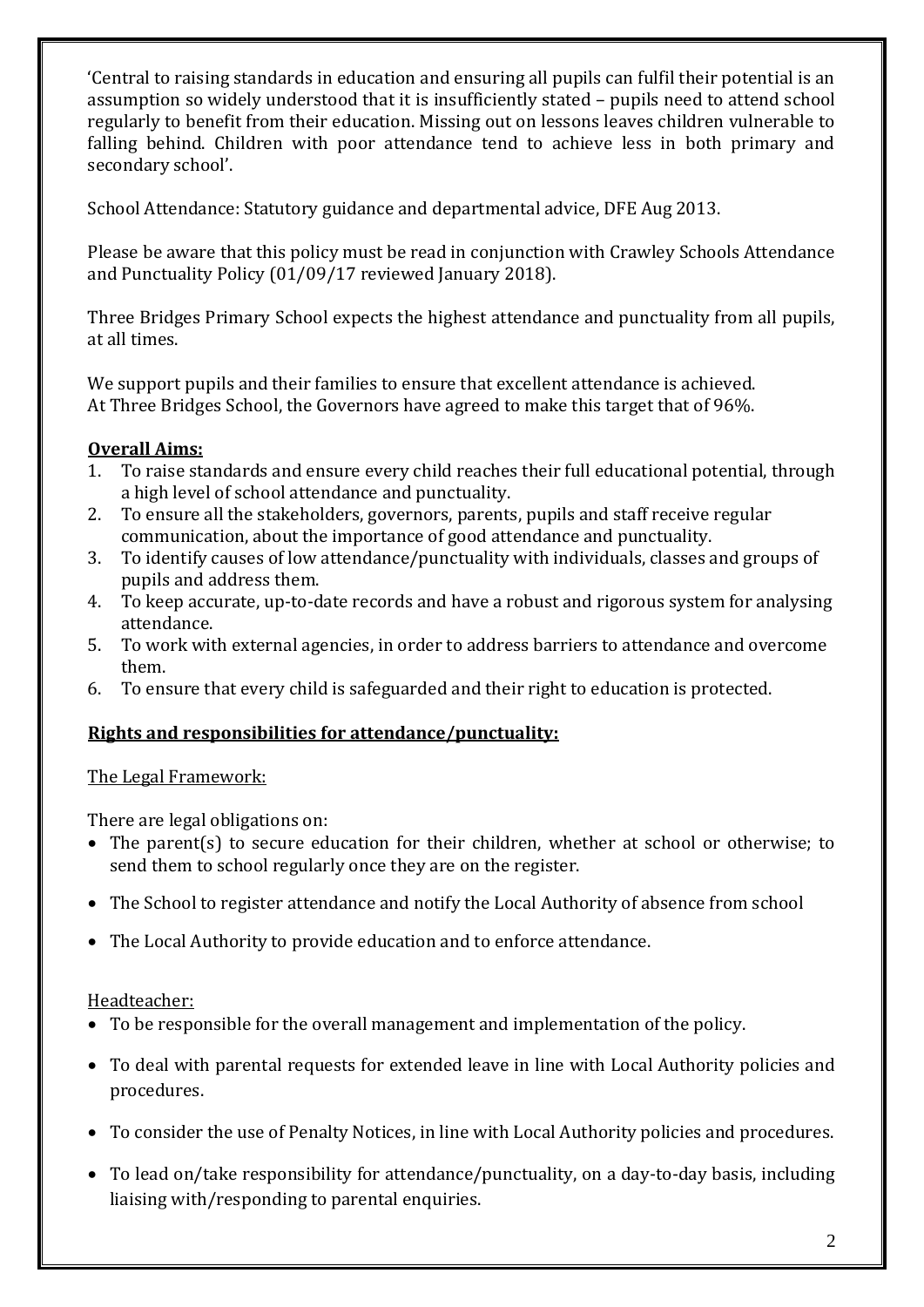'Central to raising standards in education and ensuring all pupils can fulfil their potential is an assumption so widely understood that it is insufficiently stated – pupils need to attend school regularly to benefit from their education. Missing out on lessons leaves children vulnerable to falling behind. Children with poor attendance tend to achieve less in both primary and secondary school'.

School Attendance: Statutory guidance and departmental advice, DFE Aug 2013.

Please be aware that this policy must be read in conjunction with Crawley Schools Attendance and Punctuality Policy (01/09/17 reviewed January 2018).

Three Bridges Primary School expects the highest attendance and punctuality from all pupils, at all times.

We support pupils and their families to ensure that excellent attendance is achieved.
At Three Bridges School, the Governors have agreed to make this target that of 96%.

**Overall Aims:**

1. To raise standards and ensure every child reaches their full educational potential, through a high level of school attendance and punctuality.
2. To ensure all the stakeholders, governors, parents, pupils and staff receive regular communication, about the importance of good attendance and punctuality.
3. To identify causes of low attendance/punctuality with individuals, classes and groups of pupils and address them.
4. To keep accurate, up-to-date records and have a robust and rigorous system for analysing attendance.
5. To work with external agencies, in order to address barriers to attendance and overcome them.
6. To ensure that every child is safeguarded and their right to education is protected.

**Rights and responsibilities for attendance/punctuality:**

The Legal Framework:

There are legal obligations on:

- The parent(s) to secure education for their children, whether at school or otherwise; to send them to school regularly once they are on the register.
- The School to register attendance and notify the Local Authority of absence from school
- The Local Authority to provide education and to enforce attendance.

Headteacher:

- To be responsible for the overall management and implementation of the policy.
- To deal with parental requests for extended leave in line with Local Authority policies and procedures.
- To consider the use of Penalty Notices, in line with Local Authority policies and procedures.
- To lead on/take responsibility for attendance/punctuality, on a day-to-day basis, including liaising with/responding to parental enquiries.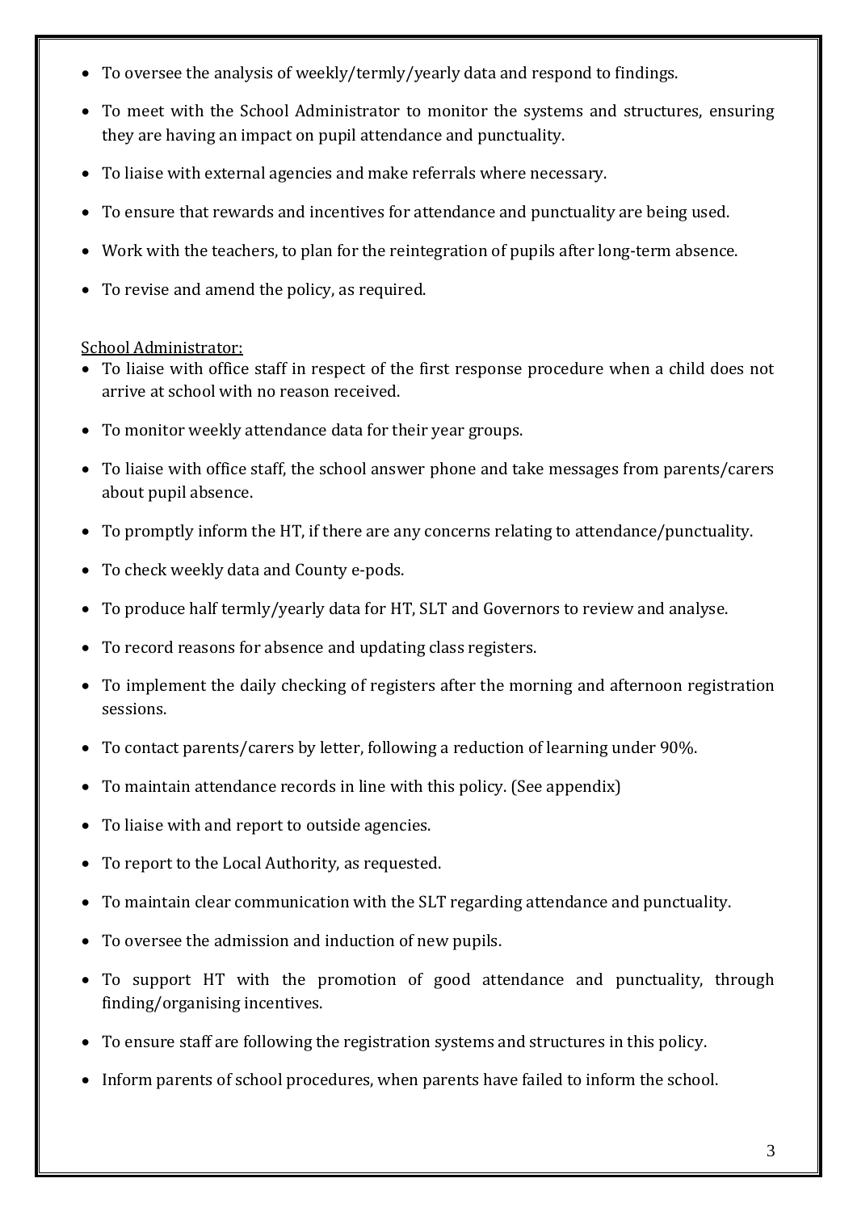- To oversee the analysis of weekly/termly/yearly data and respond to findings.
- To meet with the School Administrator to monitor the systems and structures, ensuring they are having an impact on pupil attendance and punctuality.
- To liaise with external agencies and make referrals where necessary.
- To ensure that rewards and incentives for attendance and punctuality are being used.
- Work with the teachers, to plan for the reintegration of pupils after long-term absence.
- To revise and amend the policy, as required.

<u>School Administrator:</u>

- To liaise with office staff in respect of the first response procedure when a child does not arrive at school with no reason received.
- To monitor weekly attendance data for their year groups.
- To liaise with office staff, the school answer phone and take messages from parents/carers about pupil absence.
- To promptly inform the HT, if there are any concerns relating to attendance/punctuality.
- To check weekly data and County e-pods.
- To produce half termly/yearly data for HT, SLT and Governors to review and analyse.
- To record reasons for absence and updating class registers.
- To implement the daily checking of registers after the morning and afternoon registration sessions.
- To contact parents/carers by letter, following a reduction of learning under 90%.
- To maintain attendance records in line with this policy. (See appendix)
- To liaise with and report to outside agencies.
- To report to the Local Authority, as requested.
- To maintain clear communication with the SLT regarding attendance and punctuality.
- To oversee the admission and induction of new pupils.
- To support HT with the promotion of good attendance and punctuality, through finding/organising incentives.
- To ensure staff are following the registration systems and structures in this policy.
- Inform parents of school procedures, when parents have failed to inform the school.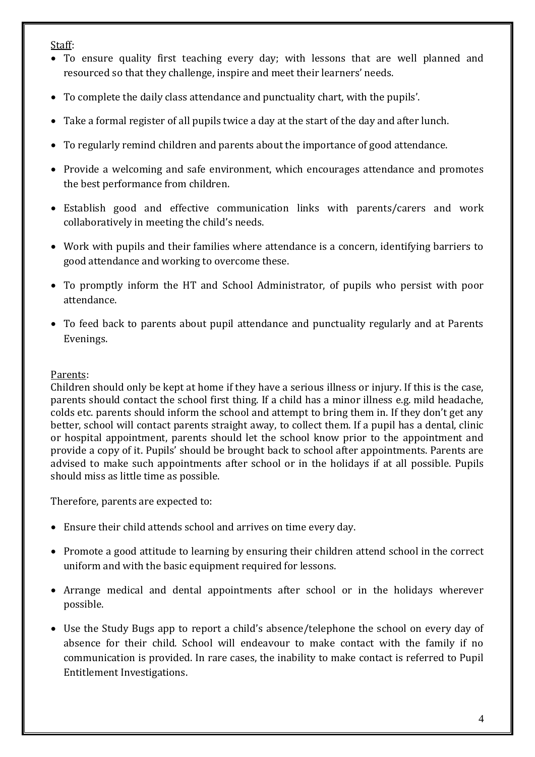Staff:

- To ensure quality first teaching every day; with lessons that are well planned and resourced so that they challenge, inspire and meet their learners' needs.
- To complete the daily class attendance and punctuality chart, with the pupils'.
- Take a formal register of all pupils twice a day at the start of the day and after lunch.
- To regularly remind children and parents about the importance of good attendance.
- Provide a welcoming and safe environment, which encourages attendance and promotes the best performance from children.
- Establish good and effective communication links with parents/carers and work collaboratively in meeting the child's needs.
- Work with pupils and their families where attendance is a concern, identifying barriers to good attendance and working to overcome these.
- To promptly inform the HT and School Administrator, of pupils who persist with poor attendance.
- To feed back to parents about pupil attendance and punctuality regularly and at Parents Evenings.

Parents:

Children should only be kept at home if they have a serious illness or injury. If this is the case, parents should contact the school first thing. If a child has a minor illness e.g. mild headache, colds etc. parents should inform the school and attempt to bring them in. If they don't get any better, school will contact parents straight away, to collect them. If a pupil has a dental, clinic or hospital appointment, parents should let the school know prior to the appointment and provide a copy of it. Pupils' should be brought back to school after appointments. Parents are advised to make such appointments after school or in the holidays if at all possible. Pupils should miss as little time as possible.

Therefore, parents are expected to:

- Ensure their child attends school and arrives on time every day.
- Promote a good attitude to learning by ensuring their children attend school in the correct uniform and with the basic equipment required for lessons.
- Arrange medical and dental appointments after school or in the holidays wherever possible.
- Use the Study Bugs app to report a child's absence/telephone the school on every day of absence for their child. School will endeavour to make contact with the family if no communication is provided. In rare cases, the inability to make contact is referred to Pupil Entitlement Investigations.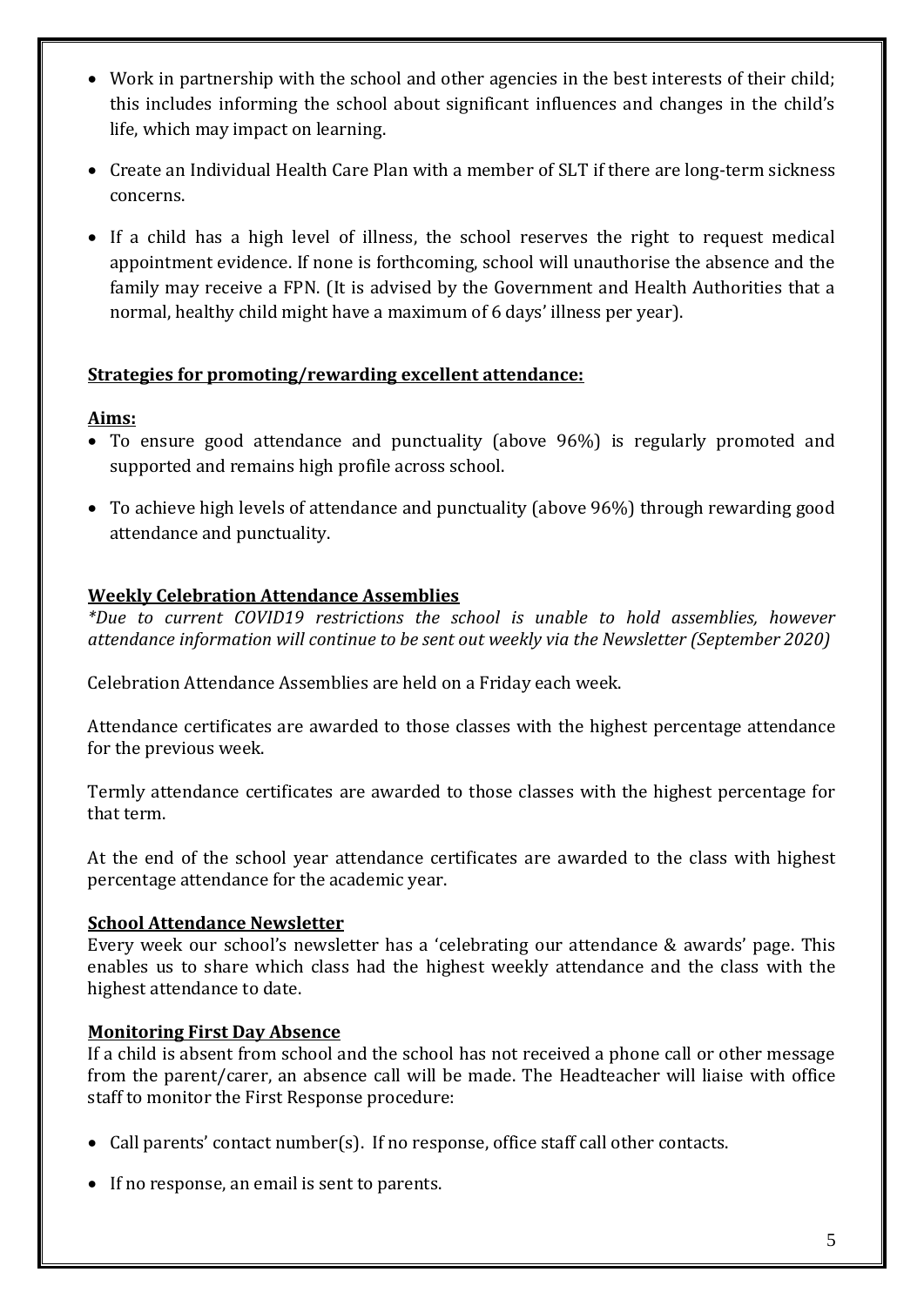- Work in partnership with the school and other agencies in the best interests of their child; this includes informing the school about significant influences and changes in the child's life, which may impact on learning.

- Create an Individual Health Care Plan with a member of SLT if there are long-term sickness concerns.

- If a child has a high level of illness, the school reserves the right to request medical appointment evidence. If none is forthcoming, school will unauthorise the absence and the family may receive a FPN. (It is advised by the Government and Health Authorities that a normal, healthy child might have a maximum of 6 days' illness per year).

**Strategies for promoting/rewarding excellent attendance:**

**Aims:**

- To ensure good attendance and punctuality (above 96%) is regularly promoted and supported and remains high profile across school.

- To achieve high levels of attendance and punctuality (above 96%) through rewarding good attendance and punctuality.

**Weekly Celebration Attendance Assemblies**

*\*Due to current COVID19 restrictions the school is unable to hold assemblies, however attendance information will continue to be sent out weekly via the Newsletter (September 2020)*

Celebration Attendance Assemblies are held on a Friday each week.

Attendance certificates are awarded to those classes with the highest percentage attendance for the previous week.

Termly attendance certificates are awarded to those classes with the highest percentage for that term.

At the end of the school year attendance certificates are awarded to the class with highest percentage attendance for the academic year.

**School Attendance Newsletter**

Every week our school's newsletter has a 'celebrating our attendance & awards' page. This enables us to share which class had the highest weekly attendance and the class with the highest attendance to date.

**Monitoring First Day Absence**

If a child is absent from school and the school has not received a phone call or other message from the parent/carer, an absence call will be made. The Headteacher will liaise with office staff to monitor the First Response procedure:

- Call parents' contact number(s). If no response, office staff call other contacts.

- If no response, an email is sent to parents.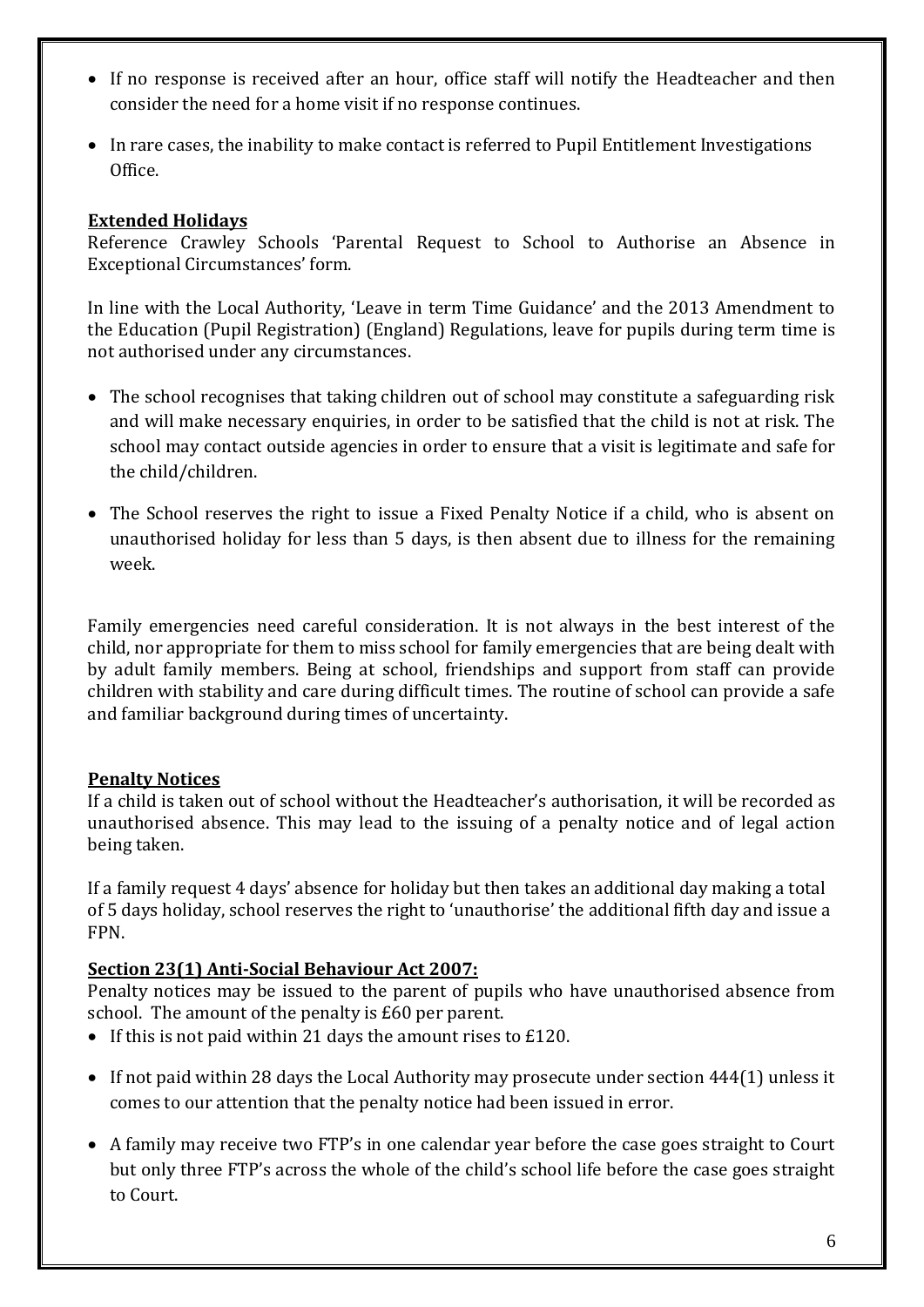- If no response is received after an hour, office staff will notify the Headteacher and then consider the need for a home visit if no response continues.
- In rare cases, the inability to make contact is referred to Pupil Entitlement Investigations Office.

**Extended Holidays**

Reference Crawley Schools 'Parental Request to School to Authorise an Absence in Exceptional Circumstances' form.

In line with the Local Authority, 'Leave in term Time Guidance' and the 2013 Amendment to the Education (Pupil Registration) (England) Regulations, leave for pupils during term time is not authorised under any circumstances.

- The school recognises that taking children out of school may constitute a safeguarding risk and will make necessary enquiries, in order to be satisfied that the child is not at risk. The school may contact outside agencies in order to ensure that a visit is legitimate and safe for the child/children.
- The School reserves the right to issue a Fixed Penalty Notice if a child, who is absent on unauthorised holiday for less than 5 days, is then absent due to illness for the remaining week.

Family emergencies need careful consideration. It is not always in the best interest of the child, nor appropriate for them to miss school for family emergencies that are being dealt with by adult family members. Being at school, friendships and support from staff can provide children with stability and care during difficult times. The routine of school can provide a safe and familiar background during times of uncertainty.

**Penalty Notices**

If a child is taken out of school without the Headteacher's authorisation, it will be recorded as unauthorised absence. This may lead to the issuing of a penalty notice and of legal action being taken.

If a family request 4 days' absence for holiday but then takes an additional day making a total of 5 days holiday, school reserves the right to 'unauthorise' the additional fifth day and issue a FPN.

**Section 23(1) Anti-Social Behaviour Act 2007:**

Penalty notices may be issued to the parent of pupils who have unauthorised absence from school. The amount of the penalty is £60 per parent.

- If this is not paid within 21 days the amount rises to £120.
- If not paid within 28 days the Local Authority may prosecute under section 444(1) unless it comes to our attention that the penalty notice had been issued in error.
- A family may receive two FTP's in one calendar year before the case goes straight to Court but only three FTP's across the whole of the child's school life before the case goes straight to Court.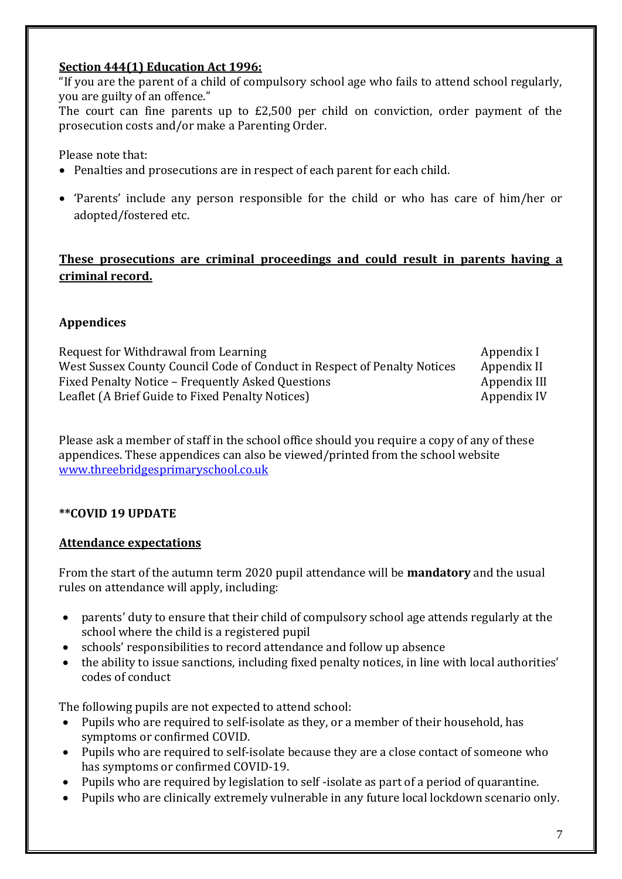**Section 444(1) Education Act 1996:**

"If you are the parent of a child of compulsory school age who fails to attend school regularly, you are guilty of an offence."

The court can fine parents up to £2,500 per child on conviction, order payment of the prosecution costs and/or make a Parenting Order.

Please note that:

- Penalties and prosecutions are in respect of each parent for each child.
- 'Parents' include any person responsible for the child or who has care of him/her or adopted/fostered etc.

**These prosecutions are criminal proceedings and could result in parents having a criminal record.**

**Appendices**

| | |
|---|---|
| Request for Withdrawal from Learning | Appendix I |
| West Sussex County Council Code of Conduct in Respect of Penalty Notices | Appendix II |
| Fixed Penalty Notice – Frequently Asked Questions | Appendix III |
| Leaflet (A Brief Guide to Fixed Penalty Notices) | Appendix IV |

Please ask a member of staff in the school office should you require a copy of any of these appendices. These appendices can also be viewed/printed from the school website www.threebridgesprimaryschool.co.uk

**\*\*COVID 19 UPDATE**

**Attendance expectations**

From the start of the autumn term 2020 pupil attendance will be **mandatory** and the usual rules on attendance will apply, including:

- parents' duty to ensure that their child of compulsory school age attends regularly at the school where the child is a registered pupil
- schools' responsibilities to record attendance and follow up absence
- the ability to issue sanctions, including fixed penalty notices, in line with local authorities' codes of conduct

The following pupils are not expected to attend school:

- Pupils who are required to self-isolate as they, or a member of their household, has symptoms or confirmed COVID.
- Pupils who are required to self-isolate because they are a close contact of someone who has symptoms or confirmed COVID-19.
- Pupils who are required by legislation to self -isolate as part of a period of quarantine.
- Pupils who are clinically extremely vulnerable in any future local lockdown scenario only.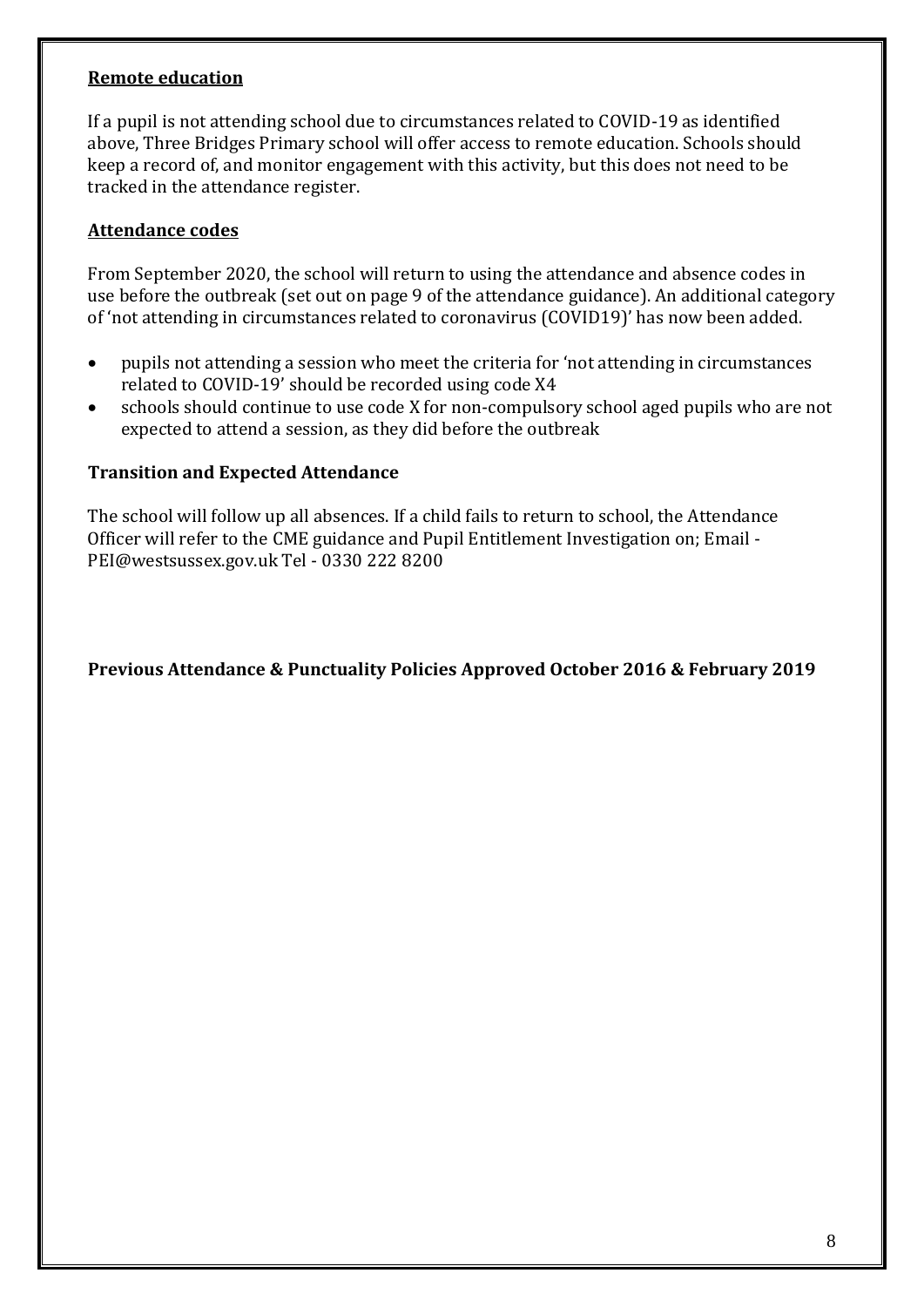## Remote education

If a pupil is not attending school due to circumstances related to COVID-19 as identified above, Three Bridges Primary school will offer access to remote education. Schools should keep a record of, and monitor engagement with this activity, but this does not need to be tracked in the attendance register.

## Attendance codes

From September 2020, the school will return to using the attendance and absence codes in use before the outbreak (set out on page 9 of the attendance guidance). An additional category of 'not attending in circumstances related to coronavirus (COVID19)' has now been added.

- pupils not attending a session who meet the criteria for 'not attending in circumstances related to COVID-19' should be recorded using code X4
- schools should continue to use code X for non-compulsory school aged pupils who are not expected to attend a session, as they did before the outbreak

## Transition and Expected Attendance

The school will follow up all absences. If a child fails to return to school, the Attendance Officer will refer to the CME guidance and Pupil Entitlement Investigation on; Email - PEI@westsussex.gov.uk Tel - 0330 222 8200

**Previous Attendance & Punctuality Policies Approved October 2016 & February 2019**